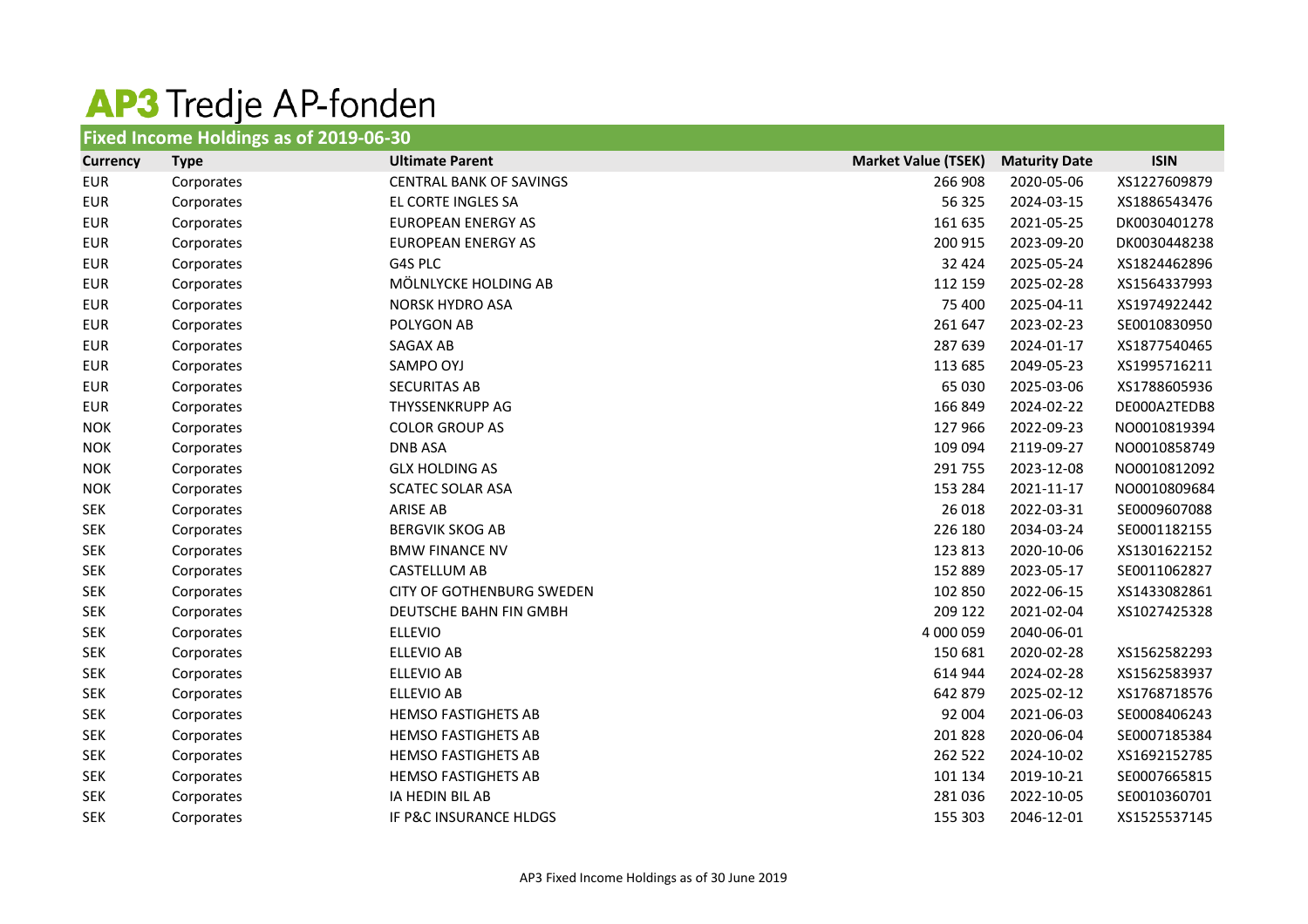# AP3 Tredje AP-fonden

## Fixed Income Holdings as of 2019-06-30

| Currency | Type | Ultimate Parent | Market Value (TSEK) | Maturity Date | ISIN |
|---|---|---|---|---|---|
| EUR | Corporates | CENTRAL BANK OF SAVINGS | 266 908 | 2020-05-06 | XS1227609879 |
| EUR | Corporates | EL CORTE INGLES SA | 56 325 | 2024-03-15 | XS1886543476 |
| EUR | Corporates | EUROPEAN ENERGY AS | 161 635 | 2021-05-25 | DK0030401278 |
| EUR | Corporates | EUROPEAN ENERGY AS | 200 915 | 2023-09-20 | DK0030448238 |
| EUR | Corporates | G4S PLC | 32 424 | 2025-05-24 | XS1824462896 |
| EUR | Corporates | MÖLNLYCKE HOLDING AB | 112 159 | 2025-02-28 | XS1564337993 |
| EUR | Corporates | NORSK HYDRO ASA | 75 400 | 2025-04-11 | XS1974922442 |
| EUR | Corporates | POLYGON AB | 261 647 | 2023-02-23 | SE0010830950 |
| EUR | Corporates | SAGAX AB | 287 639 | 2024-01-17 | XS1877540465 |
| EUR | Corporates | SAMPO OYJ | 113 685 | 2049-05-23 | XS1995716211 |
| EUR | Corporates | SECURITAS AB | 65 030 | 2025-03-06 | XS1788605936 |
| EUR | Corporates | THYSSENKRUPP AG | 166 849 | 2024-02-22 | DE000A2TEDB8 |
| NOK | Corporates | COLOR GROUP AS | 127 966 | 2022-09-23 | NO0010819394 |
| NOK | Corporates | DNB ASA | 109 094 | 2119-09-27 | NO0010858749 |
| NOK | Corporates | GLX HOLDING AS | 291 755 | 2023-12-08 | NO0010812092 |
| NOK | Corporates | SCATEC SOLAR ASA | 153 284 | 2021-11-17 | NO0010809684 |
| SEK | Corporates | ARISE AB | 26 018 | 2022-03-31 | SE0009607088 |
| SEK | Corporates | BERGVIK SKOG AB | 226 180 | 2034-03-24 | SE0001182155 |
| SEK | Corporates | BMW FINANCE NV | 123 813 | 2020-10-06 | XS1301622152 |
| SEK | Corporates | CASTELLUM AB | 152 889 | 2023-05-17 | SE0011062827 |
| SEK | Corporates | CITY OF GOTHENBURG SWEDEN | 102 850 | 2022-06-15 | XS1433082861 |
| SEK | Corporates | DEUTSCHE BAHN FIN GMBH | 209 122 | 2021-02-04 | XS1027425328 |
| SEK | Corporates | ELLEVIO | 4 000 059 | 2040-06-01 | |
| SEK | Corporates | ELLEVIO AB | 150 681 | 2020-02-28 | XS1562582293 |
| SEK | Corporates | ELLEVIO AB | 614 944 | 2024-02-28 | XS1562583937 |
| SEK | Corporates | ELLEVIO AB | 642 879 | 2025-02-12 | XS1768718576 |
| SEK | Corporates | HEMSO FASTIGHETS AB | 92 004 | 2021-06-03 | SE0008406243 |
| SEK | Corporates | HEMSO FASTIGHETS AB | 201 828 | 2020-06-04 | SE0007185384 |
| SEK | Corporates | HEMSO FASTIGHETS AB | 262 522 | 2024-10-02 | XS1692152785 |
| SEK | Corporates | HEMSO FASTIGHETS AB | 101 134 | 2019-10-21 | SE0007665815 |
| SEK | Corporates | IA HEDIN BIL AB | 281 036 | 2022-10-05 | SE0010360701 |
| SEK | Corporates | IF P&C INSURANCE HLDGS | 155 303 | 2046-12-01 | XS1525537145 |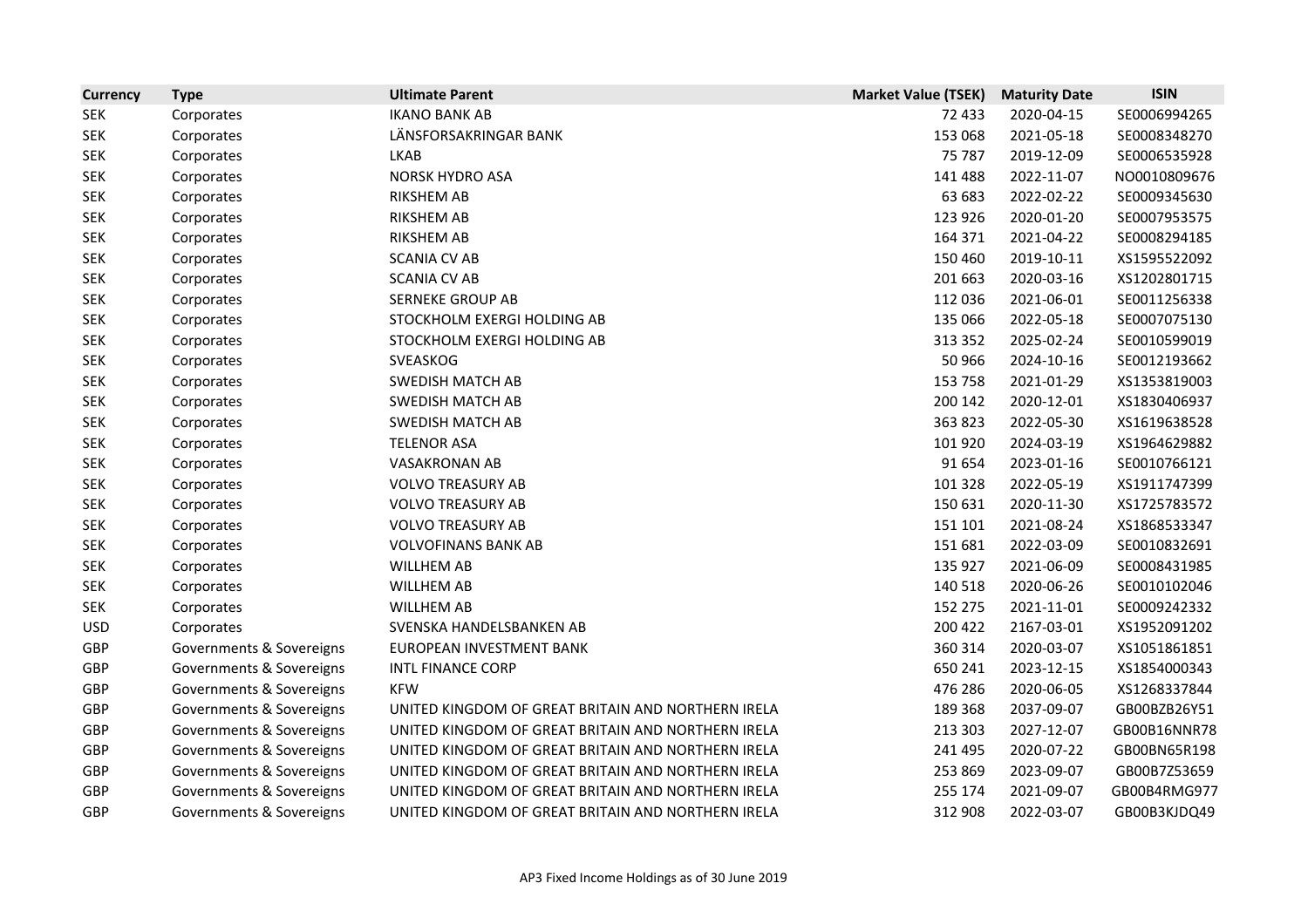| Currency | Type | Ultimate Parent | Market Value (TSEK) | Maturity Date | ISIN |
|---|---|---|---|---|---|
| SEK | Corporates | IKANO BANK AB | 72 433 | 2020-04-15 | SE0006994265 |
| SEK | Corporates | LÄNSFORSAKRINGAR BANK | 153 068 | 2021-05-18 | SE0008348270 |
| SEK | Corporates | LKAB | 75 787 | 2019-12-09 | SE0006535928 |
| SEK | Corporates | NORSK HYDRO ASA | 141 488 | 2022-11-07 | NO0010809676 |
| SEK | Corporates | RIKSHEM AB | 63 683 | 2022-02-22 | SE0009345630 |
| SEK | Corporates | RIKSHEM AB | 123 926 | 2020-01-20 | SE0007953575 |
| SEK | Corporates | RIKSHEM AB | 164 371 | 2021-04-22 | SE0008294185 |
| SEK | Corporates | SCANIA CV AB | 150 460 | 2019-10-11 | XS1595522092 |
| SEK | Corporates | SCANIA CV AB | 201 663 | 2020-03-16 | XS1202801715 |
| SEK | Corporates | SERNEKE GROUP AB | 112 036 | 2021-06-01 | SE0011256338 |
| SEK | Corporates | STOCKHOLM EXERGI HOLDING AB | 135 066 | 2022-05-18 | SE0007075130 |
| SEK | Corporates | STOCKHOLM EXERGI HOLDING AB | 313 352 | 2025-02-24 | SE0010599019 |
| SEK | Corporates | SVEASKOG | 50 966 | 2024-10-16 | SE0012193662 |
| SEK | Corporates | SWEDISH MATCH AB | 153 758 | 2021-01-29 | XS1353819003 |
| SEK | Corporates | SWEDISH MATCH AB | 200 142 | 2020-12-01 | XS1830406937 |
| SEK | Corporates | SWEDISH MATCH AB | 363 823 | 2022-05-30 | XS1619638528 |
| SEK | Corporates | TELENOR ASA | 101 920 | 2024-03-19 | XS1964629882 |
| SEK | Corporates | VASAKRONAN AB | 91 654 | 2023-01-16 | SE0010766121 |
| SEK | Corporates | VOLVO TREASURY AB | 101 328 | 2022-05-19 | XS1911747399 |
| SEK | Corporates | VOLVO TREASURY AB | 150 631 | 2020-11-30 | XS1725783572 |
| SEK | Corporates | VOLVO TREASURY AB | 151 101 | 2021-08-24 | XS1868533347 |
| SEK | Corporates | VOLVOFINANS BANK AB | 151 681 | 2022-03-09 | SE0010832691 |
| SEK | Corporates | WILLHEM AB | 135 927 | 2021-06-09 | SE0008431985 |
| SEK | Corporates | WILLHEM AB | 140 518 | 2020-06-26 | SE0010102046 |
| SEK | Corporates | WILLHEM AB | 152 275 | 2021-11-01 | SE0009242332 |
| USD | Corporates | SVENSKA HANDELSBANKEN AB | 200 422 | 2167-03-01 | XS1952091202 |
| GBP | Governments & Sovereigns | EUROPEAN INVESTMENT BANK | 360 314 | 2020-03-07 | XS1051861851 |
| GBP | Governments & Sovereigns | INTL FINANCE CORP | 650 241 | 2023-12-15 | XS1854000343 |
| GBP | Governments & Sovereigns | KFW | 476 286 | 2020-06-05 | XS1268337844 |
| GBP | Governments & Sovereigns | UNITED KINGDOM OF GREAT BRITAIN AND NORTHERN IRELA | 189 368 | 2037-09-07 | GB00BZB26Y51 |
| GBP | Governments & Sovereigns | UNITED KINGDOM OF GREAT BRITAIN AND NORTHERN IRELA | 213 303 | 2027-12-07 | GB00B16NNR78 |
| GBP | Governments & Sovereigns | UNITED KINGDOM OF GREAT BRITAIN AND NORTHERN IRELA | 241 495 | 2020-07-22 | GB00BN65R198 |
| GBP | Governments & Sovereigns | UNITED KINGDOM OF GREAT BRITAIN AND NORTHERN IRELA | 253 869 | 2023-09-07 | GB00B7Z53659 |
| GBP | Governments & Sovereigns | UNITED KINGDOM OF GREAT BRITAIN AND NORTHERN IRELA | 255 174 | 2021-09-07 | GB00B4RMG977 |
| GBP | Governments & Sovereigns | UNITED KINGDOM OF GREAT BRITAIN AND NORTHERN IRELA | 312 908 | 2022-03-07 | GB00B3KJDQ49 |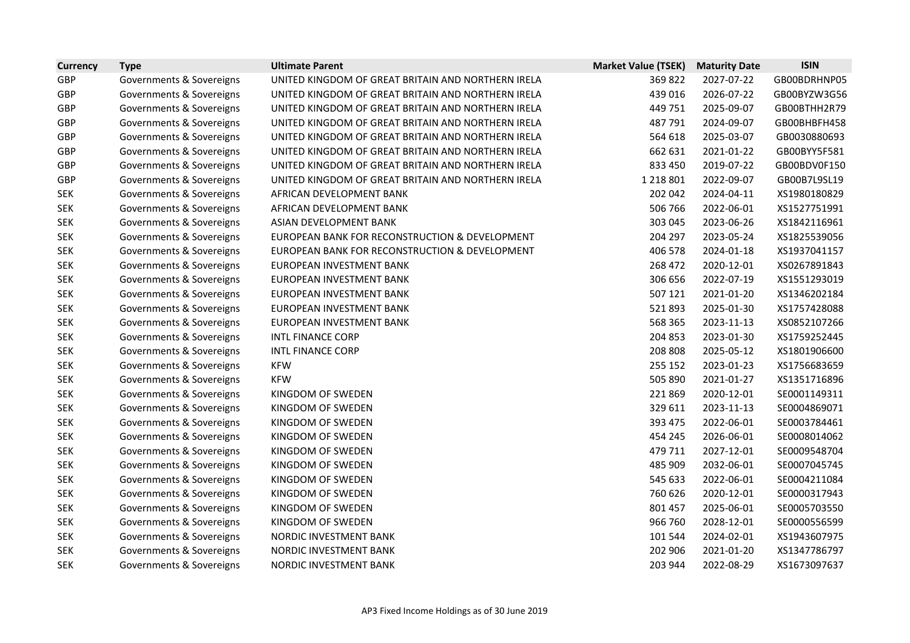| Currency | Type | Ultimate Parent | Market Value (TSEK) | Maturity Date | ISIN |
|---|---|---|---|---|---|
| GBP | Governments & Sovereigns | UNITED KINGDOM OF GREAT BRITAIN AND NORTHERN IRELA | 369 822 | 2027-07-22 | GB00BDRHNP05 |
| GBP | Governments & Sovereigns | UNITED KINGDOM OF GREAT BRITAIN AND NORTHERN IRELA | 439 016 | 2026-07-22 | GB00BYZW3G56 |
| GBP | Governments & Sovereigns | UNITED KINGDOM OF GREAT BRITAIN AND NORTHERN IRELA | 449 751 | 2025-09-07 | GB00BTHH2R79 |
| GBP | Governments & Sovereigns | UNITED KINGDOM OF GREAT BRITAIN AND NORTHERN IRELA | 487 791 | 2024-09-07 | GB00BHBFH458 |
| GBP | Governments & Sovereigns | UNITED KINGDOM OF GREAT BRITAIN AND NORTHERN IRELA | 564 618 | 2025-03-07 | GB0030880693 |
| GBP | Governments & Sovereigns | UNITED KINGDOM OF GREAT BRITAIN AND NORTHERN IRELA | 662 631 | 2021-01-22 | GB00BYY5F581 |
| GBP | Governments & Sovereigns | UNITED KINGDOM OF GREAT BRITAIN AND NORTHERN IRELA | 833 450 | 2019-07-22 | GB00BDV0F150 |
| GBP | Governments & Sovereigns | UNITED KINGDOM OF GREAT BRITAIN AND NORTHERN IRELA | 1 218 801 | 2022-09-07 | GB00B7L9SL19 |
| SEK | Governments & Sovereigns | AFRICAN DEVELOPMENT BANK | 202 042 | 2024-04-11 | XS1980180829 |
| SEK | Governments & Sovereigns | AFRICAN DEVELOPMENT BANK | 506 766 | 2022-06-01 | XS1527751991 |
| SEK | Governments & Sovereigns | ASIAN DEVELOPMENT BANK | 303 045 | 2023-06-26 | XS1842116961 |
| SEK | Governments & Sovereigns | EUROPEAN BANK FOR RECONSTRUCTION & DEVELOPMENT | 204 297 | 2023-05-24 | XS1825539056 |
| SEK | Governments & Sovereigns | EUROPEAN BANK FOR RECONSTRUCTION & DEVELOPMENT | 406 578 | 2024-01-18 | XS1937041157 |
| SEK | Governments & Sovereigns | EUROPEAN INVESTMENT BANK | 268 472 | 2020-12-01 | XS0267891843 |
| SEK | Governments & Sovereigns | EUROPEAN INVESTMENT BANK | 306 656 | 2022-07-19 | XS1551293019 |
| SEK | Governments & Sovereigns | EUROPEAN INVESTMENT BANK | 507 121 | 2021-01-20 | XS1346202184 |
| SEK | Governments & Sovereigns | EUROPEAN INVESTMENT BANK | 521 893 | 2025-01-30 | XS1757428088 |
| SEK | Governments & Sovereigns | EUROPEAN INVESTMENT BANK | 568 365 | 2023-11-13 | XS0852107266 |
| SEK | Governments & Sovereigns | INTL FINANCE CORP | 204 853 | 2023-01-30 | XS1759252445 |
| SEK | Governments & Sovereigns | INTL FINANCE CORP | 208 808 | 2025-05-12 | XS1801906600 |
| SEK | Governments & Sovereigns | KFW | 255 152 | 2023-01-23 | XS1756683659 |
| SEK | Governments & Sovereigns | KFW | 505 890 | 2021-01-27 | XS1351716896 |
| SEK | Governments & Sovereigns | KINGDOM OF SWEDEN | 221 869 | 2020-12-01 | SE0001149311 |
| SEK | Governments & Sovereigns | KINGDOM OF SWEDEN | 329 611 | 2023-11-13 | SE0004869071 |
| SEK | Governments & Sovereigns | KINGDOM OF SWEDEN | 393 475 | 2022-06-01 | SE0003784461 |
| SEK | Governments & Sovereigns | KINGDOM OF SWEDEN | 454 245 | 2026-06-01 | SE0008014062 |
| SEK | Governments & Sovereigns | KINGDOM OF SWEDEN | 479 711 | 2027-12-01 | SE0009548704 |
| SEK | Governments & Sovereigns | KINGDOM OF SWEDEN | 485 909 | 2032-06-01 | SE0007045745 |
| SEK | Governments & Sovereigns | KINGDOM OF SWEDEN | 545 633 | 2022-06-01 | SE0004211084 |
| SEK | Governments & Sovereigns | KINGDOM OF SWEDEN | 760 626 | 2020-12-01 | SE0000317943 |
| SEK | Governments & Sovereigns | KINGDOM OF SWEDEN | 801 457 | 2025-06-01 | SE0005703550 |
| SEK | Governments & Sovereigns | KINGDOM OF SWEDEN | 966 760 | 2028-12-01 | SE0000556599 |
| SEK | Governments & Sovereigns | NORDIC INVESTMENT BANK | 101 544 | 2024-02-01 | XS1943607975 |
| SEK | Governments & Sovereigns | NORDIC INVESTMENT BANK | 202 906 | 2021-01-20 | XS1347786797 |
| SEK | Governments & Sovereigns | NORDIC INVESTMENT BANK | 203 944 | 2022-08-29 | XS1673097637 |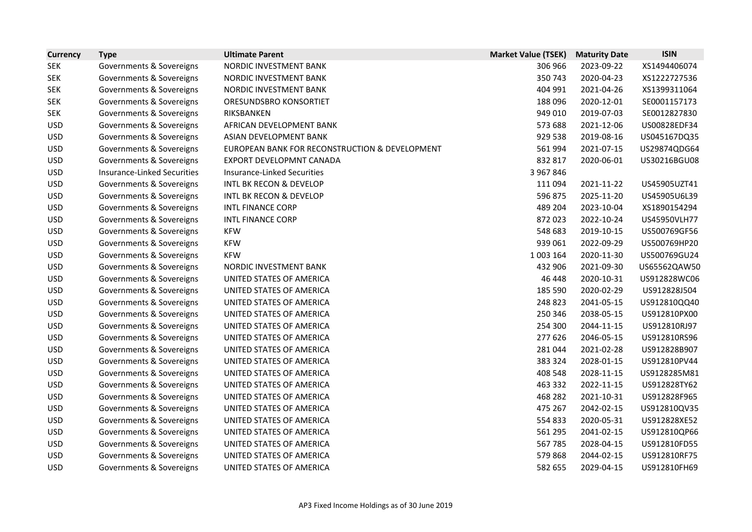| Currency | Type | Ultimate Parent | Market Value (TSEK) | Maturity Date | ISIN |
|---|---|---|---|---|---|
| SEK | Governments & Sovereigns | NORDIC INVESTMENT BANK | 306 966 | 2023-09-22 | XS1494406074 |
| SEK | Governments & Sovereigns | NORDIC INVESTMENT BANK | 350 743 | 2020-04-23 | XS1222727536 |
| SEK | Governments & Sovereigns | NORDIC INVESTMENT BANK | 404 991 | 2021-04-26 | XS1399311064 |
| SEK | Governments & Sovereigns | ORESUNDSBRO KONSORTIET | 188 096 | 2020-12-01 | SE0001157173 |
| SEK | Governments & Sovereigns | RIKSBANKEN | 949 010 | 2019-07-03 | SE0012827830 |
| USD | Governments & Sovereigns | AFRICAN DEVELOPMENT BANK | 573 688 | 2021-12-06 | US00828EDF34 |
| USD | Governments & Sovereigns | ASIAN DEVELOPMENT BANK | 929 538 | 2019-08-16 | US045167DQ35 |
| USD | Governments & Sovereigns | EUROPEAN BANK FOR RECONSTRUCTION & DEVELOPMENT | 561 994 | 2021-07-15 | US29874QDG64 |
| USD | Governments & Sovereigns | EXPORT DEVELOPMNT CANADA | 832 817 | 2020-06-01 | US30216BGU08 |
| USD | Insurance-Linked Securities | Insurance-Linked Securities | 3 967 846 | | |
| USD | Governments & Sovereigns | INTL BK RECON & DEVELOP | 111 094 | 2021-11-22 | US45905UZT41 |
| USD | Governments & Sovereigns | INTL BK RECON & DEVELOP | 596 875 | 2025-11-20 | US45905U6L39 |
| USD | Governments & Sovereigns | INTL FINANCE CORP | 489 204 | 2023-10-04 | XS1890154294 |
| USD | Governments & Sovereigns | INTL FINANCE CORP | 872 023 | 2022-10-24 | US45950VLH77 |
| USD | Governments & Sovereigns | KFW | 548 683 | 2019-10-15 | US500769GF56 |
| USD | Governments & Sovereigns | KFW | 939 061 | 2022-09-29 | US500769HP20 |
| USD | Governments & Sovereigns | KFW | 1 003 164 | 2020-11-30 | US500769GU24 |
| USD | Governments & Sovereigns | NORDIC INVESTMENT BANK | 432 906 | 2021-09-30 | US65562QAW50 |
| USD | Governments & Sovereigns | UNITED STATES OF AMERICA | 46 448 | 2020-10-31 | US912828WC06 |
| USD | Governments & Sovereigns | UNITED STATES OF AMERICA | 185 590 | 2020-02-29 | US912828J504 |
| USD | Governments & Sovereigns | UNITED STATES OF AMERICA | 248 823 | 2041-05-15 | US912810QQ40 |
| USD | Governments & Sovereigns | UNITED STATES OF AMERICA | 250 346 | 2038-05-15 | US912810PX00 |
| USD | Governments & Sovereigns | UNITED STATES OF AMERICA | 254 300 | 2044-11-15 | US912810RJ97 |
| USD | Governments & Sovereigns | UNITED STATES OF AMERICA | 277 626 | 2046-05-15 | US912810RS96 |
| USD | Governments & Sovereigns | UNITED STATES OF AMERICA | 281 044 | 2021-02-28 | US912828B907 |
| USD | Governments & Sovereigns | UNITED STATES OF AMERICA | 383 324 | 2028-01-15 | US912810PV44 |
| USD | Governments & Sovereigns | UNITED STATES OF AMERICA | 408 548 | 2028-11-15 | US9128285M81 |
| USD | Governments & Sovereigns | UNITED STATES OF AMERICA | 463 332 | 2022-11-15 | US912828TY62 |
| USD | Governments & Sovereigns | UNITED STATES OF AMERICA | 468 282 | 2021-10-31 | US912828F965 |
| USD | Governments & Sovereigns | UNITED STATES OF AMERICA | 475 267 | 2042-02-15 | US912810QV35 |
| USD | Governments & Sovereigns | UNITED STATES OF AMERICA | 554 833 | 2020-05-31 | US912828XE52 |
| USD | Governments & Sovereigns | UNITED STATES OF AMERICA | 561 295 | 2041-02-15 | US912810QP66 |
| USD | Governments & Sovereigns | UNITED STATES OF AMERICA | 567 785 | 2028-04-15 | US912810FD55 |
| USD | Governments & Sovereigns | UNITED STATES OF AMERICA | 579 868 | 2044-02-15 | US912810RF75 |
| USD | Governments & Sovereigns | UNITED STATES OF AMERICA | 582 655 | 2029-04-15 | US912810FH69 |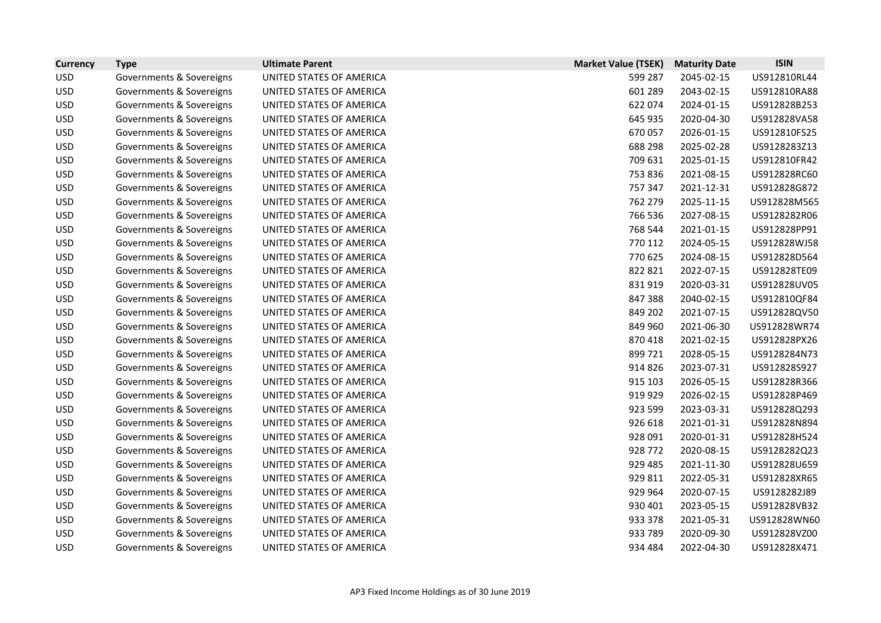| Currency | Type | Ultimate Parent | Market Value (TSEK) | Maturity Date | ISIN |
|---|---|---|---|---|---|
| USD | Governments & Sovereigns | UNITED STATES OF AMERICA | 599 287 | 2045-02-15 | US912810RL44 |
| USD | Governments & Sovereigns | UNITED STATES OF AMERICA | 601 289 | 2043-02-15 | US912810RA88 |
| USD | Governments & Sovereigns | UNITED STATES OF AMERICA | 622 074 | 2024-01-15 | US912828B253 |
| USD | Governments & Sovereigns | UNITED STATES OF AMERICA | 645 935 | 2020-04-30 | US912828VA58 |
| USD | Governments & Sovereigns | UNITED STATES OF AMERICA | 670 057 | 2026-01-15 | US912810FS25 |
| USD | Governments & Sovereigns | UNITED STATES OF AMERICA | 688 298 | 2025-02-28 | US9128283Z13 |
| USD | Governments & Sovereigns | UNITED STATES OF AMERICA | 709 631 | 2025-01-15 | US912810FR42 |
| USD | Governments & Sovereigns | UNITED STATES OF AMERICA | 753 836 | 2021-08-15 | US912828RC60 |
| USD | Governments & Sovereigns | UNITED STATES OF AMERICA | 757 347 | 2021-12-31 | US912828G872 |
| USD | Governments & Sovereigns | UNITED STATES OF AMERICA | 762 279 | 2025-11-15 | US912828M565 |
| USD | Governments & Sovereigns | UNITED STATES OF AMERICA | 766 536 | 2027-08-15 | US9128282R06 |
| USD | Governments & Sovereigns | UNITED STATES OF AMERICA | 768 544 | 2021-01-15 | US912828PP91 |
| USD | Governments & Sovereigns | UNITED STATES OF AMERICA | 770 112 | 2024-05-15 | US912828WJ58 |
| USD | Governments & Sovereigns | UNITED STATES OF AMERICA | 770 625 | 2024-08-15 | US912828D564 |
| USD | Governments & Sovereigns | UNITED STATES OF AMERICA | 822 821 | 2022-07-15 | US912828TE09 |
| USD | Governments & Sovereigns | UNITED STATES OF AMERICA | 831 919 | 2020-03-31 | US912828UV05 |
| USD | Governments & Sovereigns | UNITED STATES OF AMERICA | 847 388 | 2040-02-15 | US912810QF84 |
| USD | Governments & Sovereigns | UNITED STATES OF AMERICA | 849 202 | 2021-07-15 | US912828QV50 |
| USD | Governments & Sovereigns | UNITED STATES OF AMERICA | 849 960 | 2021-06-30 | US912828WR74 |
| USD | Governments & Sovereigns | UNITED STATES OF AMERICA | 870 418 | 2021-02-15 | US912828PX26 |
| USD | Governments & Sovereigns | UNITED STATES OF AMERICA | 899 721 | 2028-05-15 | US9128284N73 |
| USD | Governments & Sovereigns | UNITED STATES OF AMERICA | 914 826 | 2023-07-31 | US912828S927 |
| USD | Governments & Sovereigns | UNITED STATES OF AMERICA | 915 103 | 2026-05-15 | US912828R366 |
| USD | Governments & Sovereigns | UNITED STATES OF AMERICA | 919 929 | 2026-02-15 | US912828P469 |
| USD | Governments & Sovereigns | UNITED STATES OF AMERICA | 923 599 | 2023-03-31 | US912828Q293 |
| USD | Governments & Sovereigns | UNITED STATES OF AMERICA | 926 618 | 2021-01-31 | US912828N894 |
| USD | Governments & Sovereigns | UNITED STATES OF AMERICA | 928 091 | 2020-01-31 | US912828H524 |
| USD | Governments & Sovereigns | UNITED STATES OF AMERICA | 928 772 | 2020-08-15 | US9128282Q23 |
| USD | Governments & Sovereigns | UNITED STATES OF AMERICA | 929 485 | 2021-11-30 | US912828U659 |
| USD | Governments & Sovereigns | UNITED STATES OF AMERICA | 929 811 | 2022-05-31 | US912828XR65 |
| USD | Governments & Sovereigns | UNITED STATES OF AMERICA | 929 964 | 2020-07-15 | US9128282J89 |
| USD | Governments & Sovereigns | UNITED STATES OF AMERICA | 930 401 | 2023-05-15 | US912828VB32 |
| USD | Governments & Sovereigns | UNITED STATES OF AMERICA | 933 378 | 2021-05-31 | US912828WN60 |
| USD | Governments & Sovereigns | UNITED STATES OF AMERICA | 933 789 | 2020-09-30 | US912828VZ00 |
| USD | Governments & Sovereigns | UNITED STATES OF AMERICA | 934 484 | 2022-04-30 | US912828X471 |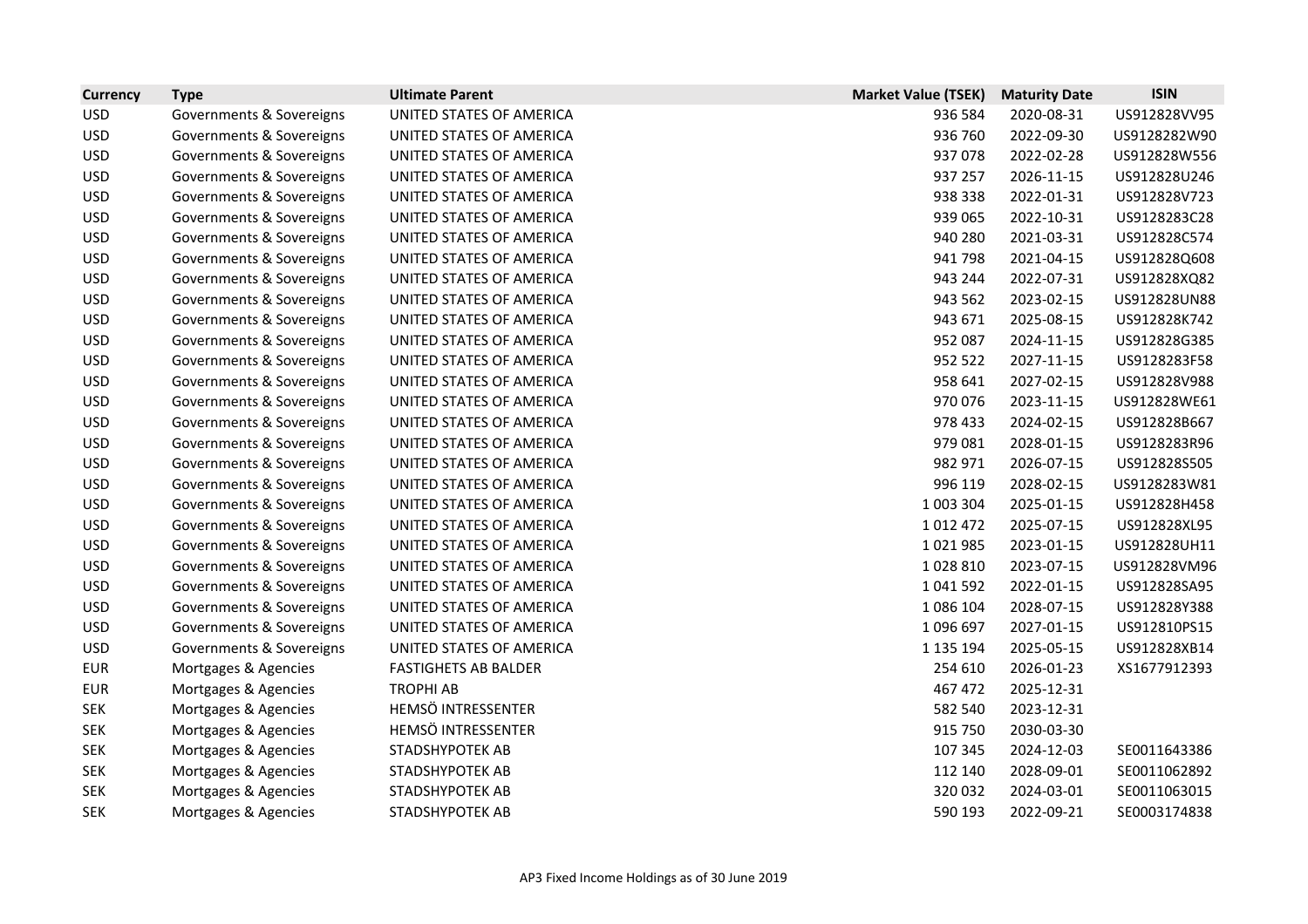| Currency | Type | Ultimate Parent | Market Value (TSEK) | Maturity Date | ISIN |
|---|---|---|---|---|---|
| USD | Governments & Sovereigns | UNITED STATES OF AMERICA | 936 584 | 2020-08-31 | US912828VV95 |
| USD | Governments & Sovereigns | UNITED STATES OF AMERICA | 936 760 | 2022-09-30 | US9128282W90 |
| USD | Governments & Sovereigns | UNITED STATES OF AMERICA | 937 078 | 2022-02-28 | US912828W556 |
| USD | Governments & Sovereigns | UNITED STATES OF AMERICA | 937 257 | 2026-11-15 | US912828U246 |
| USD | Governments & Sovereigns | UNITED STATES OF AMERICA | 938 338 | 2022-01-31 | US912828V723 |
| USD | Governments & Sovereigns | UNITED STATES OF AMERICA | 939 065 | 2022-10-31 | US9128283C28 |
| USD | Governments & Sovereigns | UNITED STATES OF AMERICA | 940 280 | 2021-03-31 | US912828C574 |
| USD | Governments & Sovereigns | UNITED STATES OF AMERICA | 941 798 | 2021-04-15 | US912828Q608 |
| USD | Governments & Sovereigns | UNITED STATES OF AMERICA | 943 244 | 2022-07-31 | US912828XQ82 |
| USD | Governments & Sovereigns | UNITED STATES OF AMERICA | 943 562 | 2023-02-15 | US912828UN88 |
| USD | Governments & Sovereigns | UNITED STATES OF AMERICA | 943 671 | 2025-08-15 | US912828K742 |
| USD | Governments & Sovereigns | UNITED STATES OF AMERICA | 952 087 | 2024-11-15 | US912828G385 |
| USD | Governments & Sovereigns | UNITED STATES OF AMERICA | 952 522 | 2027-11-15 | US9128283F58 |
| USD | Governments & Sovereigns | UNITED STATES OF AMERICA | 958 641 | 2027-02-15 | US912828V988 |
| USD | Governments & Sovereigns | UNITED STATES OF AMERICA | 970 076 | 2023-11-15 | US912828WE61 |
| USD | Governments & Sovereigns | UNITED STATES OF AMERICA | 978 433 | 2024-02-15 | US912828B667 |
| USD | Governments & Sovereigns | UNITED STATES OF AMERICA | 979 081 | 2028-01-15 | US9128283R96 |
| USD | Governments & Sovereigns | UNITED STATES OF AMERICA | 982 971 | 2026-07-15 | US912828S505 |
| USD | Governments & Sovereigns | UNITED STATES OF AMERICA | 996 119 | 2028-02-15 | US9128283W81 |
| USD | Governments & Sovereigns | UNITED STATES OF AMERICA | 1 003 304 | 2025-01-15 | US912828H458 |
| USD | Governments & Sovereigns | UNITED STATES OF AMERICA | 1 012 472 | 2025-07-15 | US912828XL95 |
| USD | Governments & Sovereigns | UNITED STATES OF AMERICA | 1 021 985 | 2023-01-15 | US912828UH11 |
| USD | Governments & Sovereigns | UNITED STATES OF AMERICA | 1 028 810 | 2023-07-15 | US912828VM96 |
| USD | Governments & Sovereigns | UNITED STATES OF AMERICA | 1 041 592 | 2022-01-15 | US912828SA95 |
| USD | Governments & Sovereigns | UNITED STATES OF AMERICA | 1 086 104 | 2028-07-15 | US912828Y388 |
| USD | Governments & Sovereigns | UNITED STATES OF AMERICA | 1 096 697 | 2027-01-15 | US912810PS15 |
| USD | Governments & Sovereigns | UNITED STATES OF AMERICA | 1 135 194 | 2025-05-15 | US912828XB14 |
| EUR | Mortgages & Agencies | FASTIGHETS AB BALDER | 254 610 | 2026-01-23 | XS1677912393 |
| EUR | Mortgages & Agencies | TROPHI AB | 467 472 | 2025-12-31 | |
| SEK | Mortgages & Agencies | HEMSÖ INTRESSENTER | 582 540 | 2023-12-31 | |
| SEK | Mortgages & Agencies | HEMSÖ INTRESSENTER | 915 750 | 2030-03-30 | |
| SEK | Mortgages & Agencies | STADSHYPOTEK AB | 107 345 | 2024-12-03 | SE0011643386 |
| SEK | Mortgages & Agencies | STADSHYPOTEK AB | 112 140 | 2028-09-01 | SE0011062892 |
| SEK | Mortgages & Agencies | STADSHYPOTEK AB | 320 032 | 2024-03-01 | SE0011063015 |
| SEK | Mortgages & Agencies | STADSHYPOTEK AB | 590 193 | 2022-09-21 | SE0003174838 |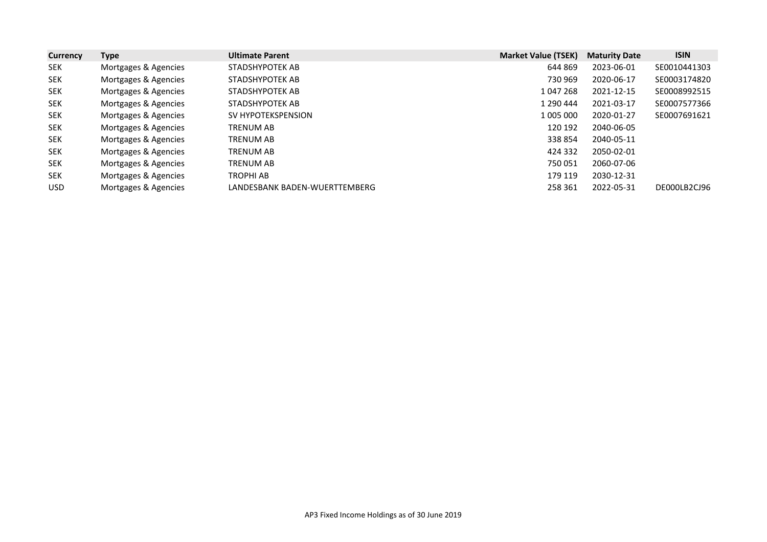| Currency | Type | Ultimate Parent | Market Value (TSEK) | Maturity Date | ISIN |
|---|---|---|---|---|---|
| SEK | Mortgages & Agencies | STADSHYPOTEK AB | 644 869 | 2023-06-01 | SE0010441303 |
| SEK | Mortgages & Agencies | STADSHYPOTEK AB | 730 969 | 2020-06-17 | SE0003174820 |
| SEK | Mortgages & Agencies | STADSHYPOTEK AB | 1 047 268 | 2021-12-15 | SE0008992515 |
| SEK | Mortgages & Agencies | STADSHYPOTEK AB | 1 290 444 | 2021-03-17 | SE0007577366 |
| SEK | Mortgages & Agencies | SV HYPOTEKSPENSION | 1 005 000 | 2020-01-27 | SE0007691621 |
| SEK | Mortgages & Agencies | TRENUM AB | 120 192 | 2040-06-05 | |
| SEK | Mortgages & Agencies | TRENUM AB | 338 854 | 2040-05-11 | |
| SEK | Mortgages & Agencies | TRENUM AB | 424 332 | 2050-02-01 | |
| SEK | Mortgages & Agencies | TRENUM AB | 750 051 | 2060-07-06 | |
| SEK | Mortgages & Agencies | TROPHI AB | 179 119 | 2030-12-31 | |
| USD | Mortgages & Agencies | LANDESBANK BADEN-WUERTTEMBERG | 258 361 | 2022-05-31 | DE000LB2CJ96 |

AP3 Fixed Income Holdings as of 30 June 2019